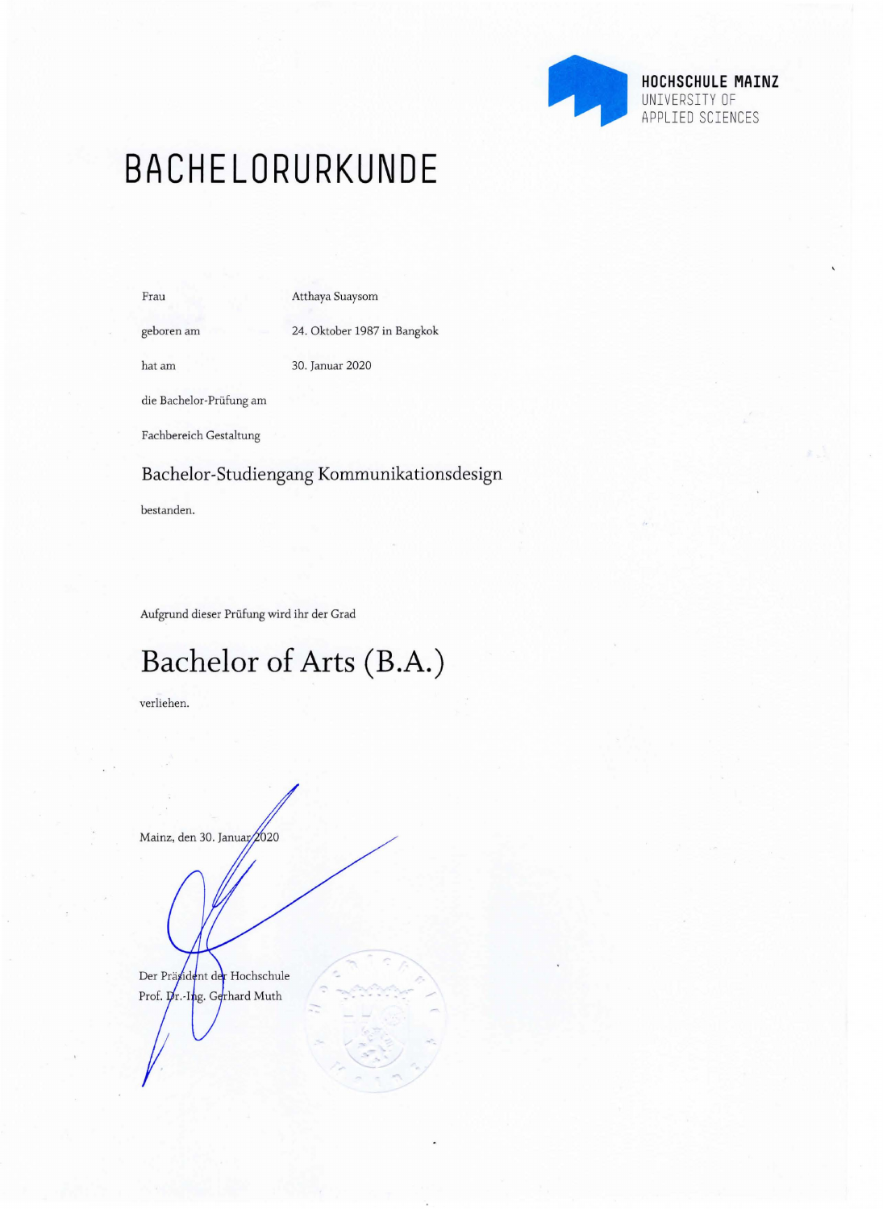HOCHSCHULE MAINZ
UNIVERSITY OF
APPLIED SCIENCES

# BACHELORURKUNDE

Frau Atthaya Suaysom

geboren am 24. Oktober 1987 in Bangkok

hat am 30. Januar 2020

die Bachelor-Prüfung am

Fachbereich Gestaltung

## Bachelor-Studiengang Kommunikationsdesign

bestanden.

Aufgrund dieser Prüfung wird ihr der Grad

# Bachelor of Arts (B.A.)

verliehen.

Mainz, den 30. Januar 2020

Der Präsident der Hochschule
Prof. Dr.-Ing. Gerhard Muth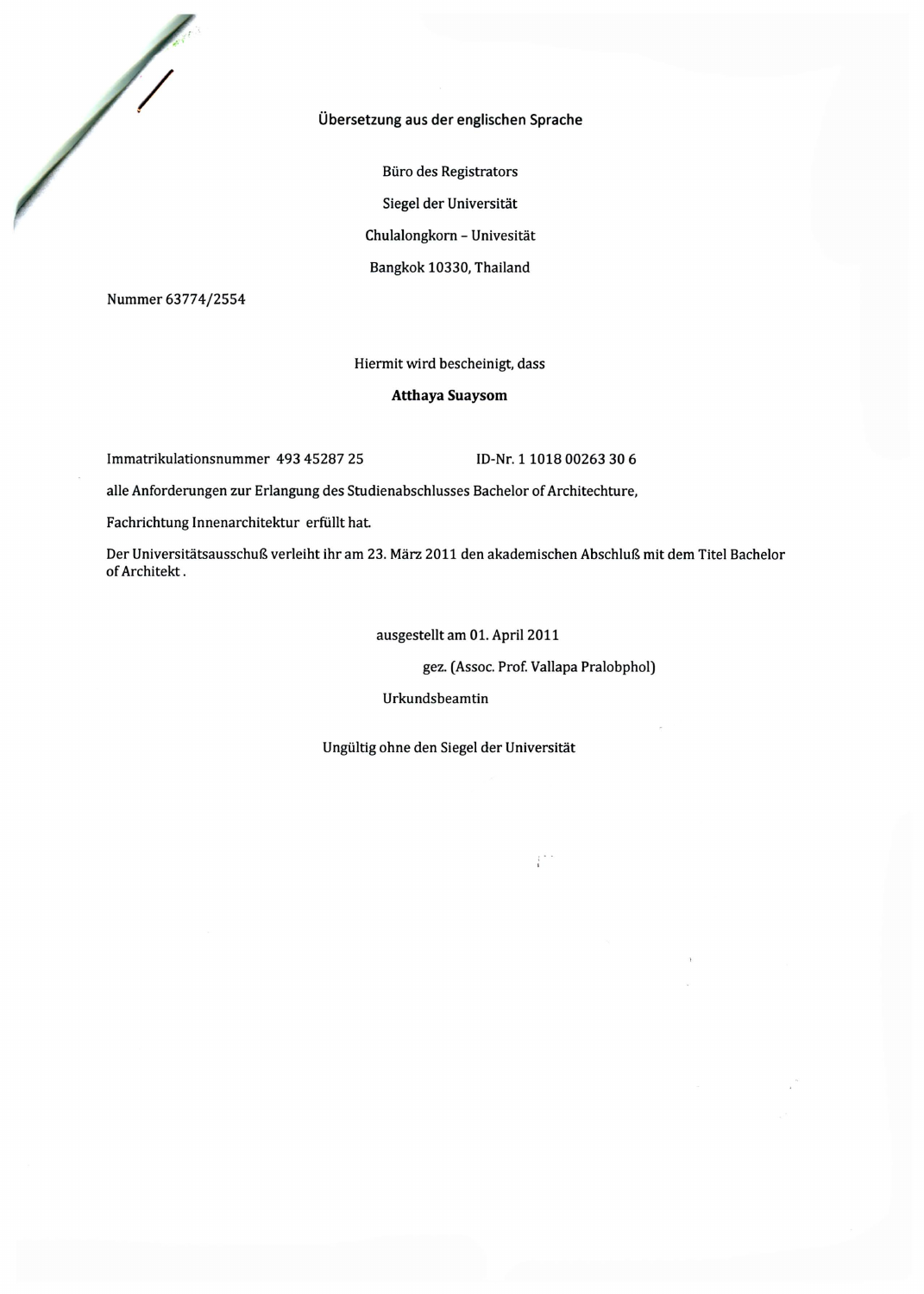Übersetzung aus der englischen Sprache

Büro des Registrators

Siegel der Universität

Chulalongkorn - Univesität

Bangkok 10330, Thailand

Nummer 63774/2554

Hiermit wird bescheinigt, dass

**Atthaya Suaysom**

Immatrikulationsnummer 493 45287 25 ID-Nr. 1 1018 00263 30 6

alle Anforderungen zur Erlangung des Studienabschlusses Bachelor of Architechture,

Fachrichtung Innenarchitektur erfüllt hat.

Der Universitätsausschuß verleiht ihr am 23. März 2011 den akademischen Abschluß mit dem Titel Bachelor of Architekt.

ausgestellt am 01. April 2011

gez. (Assoc. Prof. Vallapa Pralobphol)

Urkundsbeamtin

Ungültig ohne den Siegel der Universität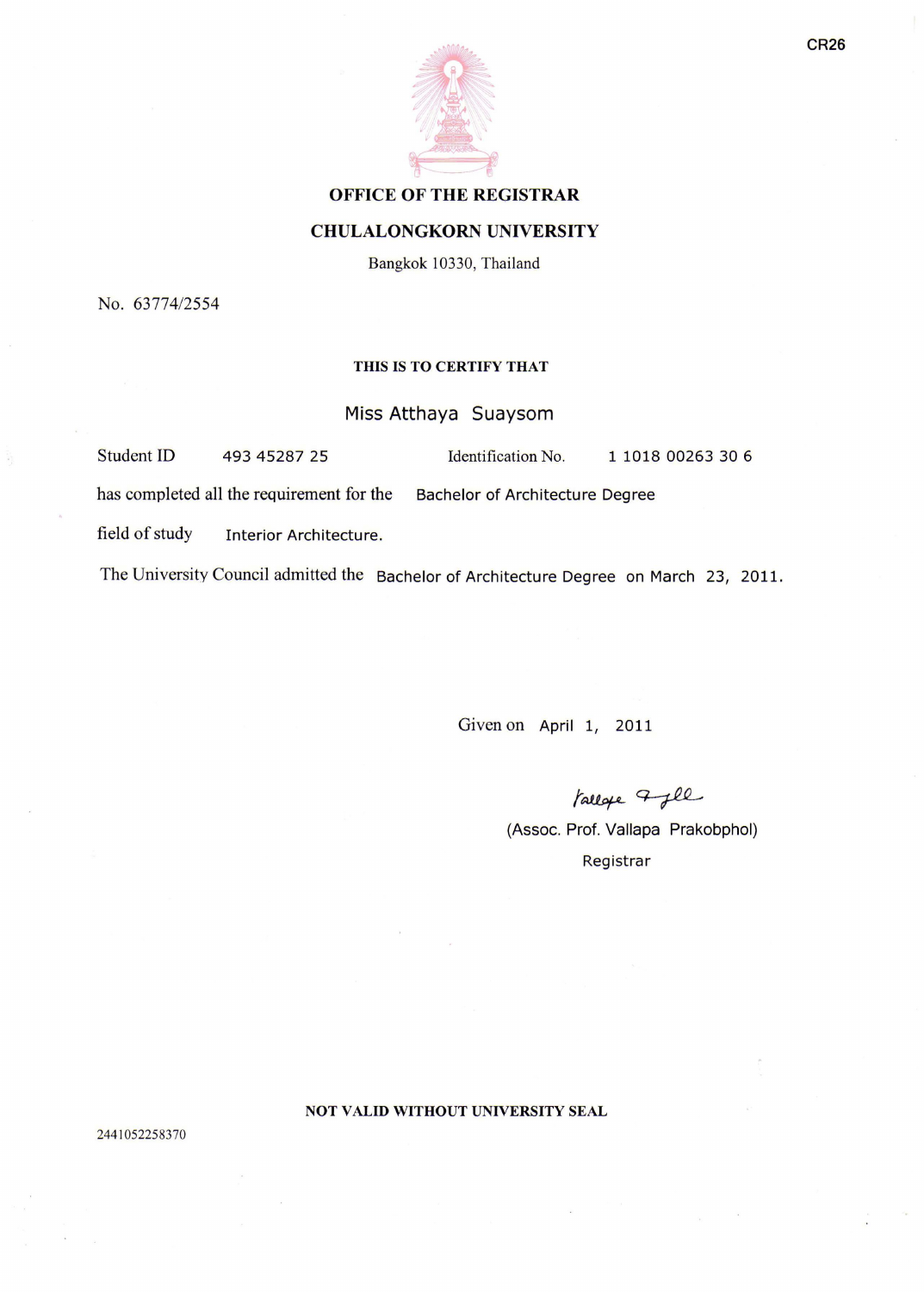CR26

**OFFICE OF THE REGISTRAR**

**CHULALONGKORN UNIVERSITY**

Bangkok 10330, Thailand

No. 63774/2554

**THIS IS TO CERTIFY THAT**

Miss Atthaya Suaysom

Student ID 493 45287 25 Identification No. 1 1018 00263 30 6

has completed all the requirement for the Bachelor of Architecture Degree

field of study Interior Architecture.

The University Council admitted the Bachelor of Architecture Degree on March 23, 2011.

Given on April 1, 2011

(Assoc. Prof. Vallapa Prakobphol)

Registrar

**NOT VALID WITHOUT UNIVERSITY SEAL**

2441052258370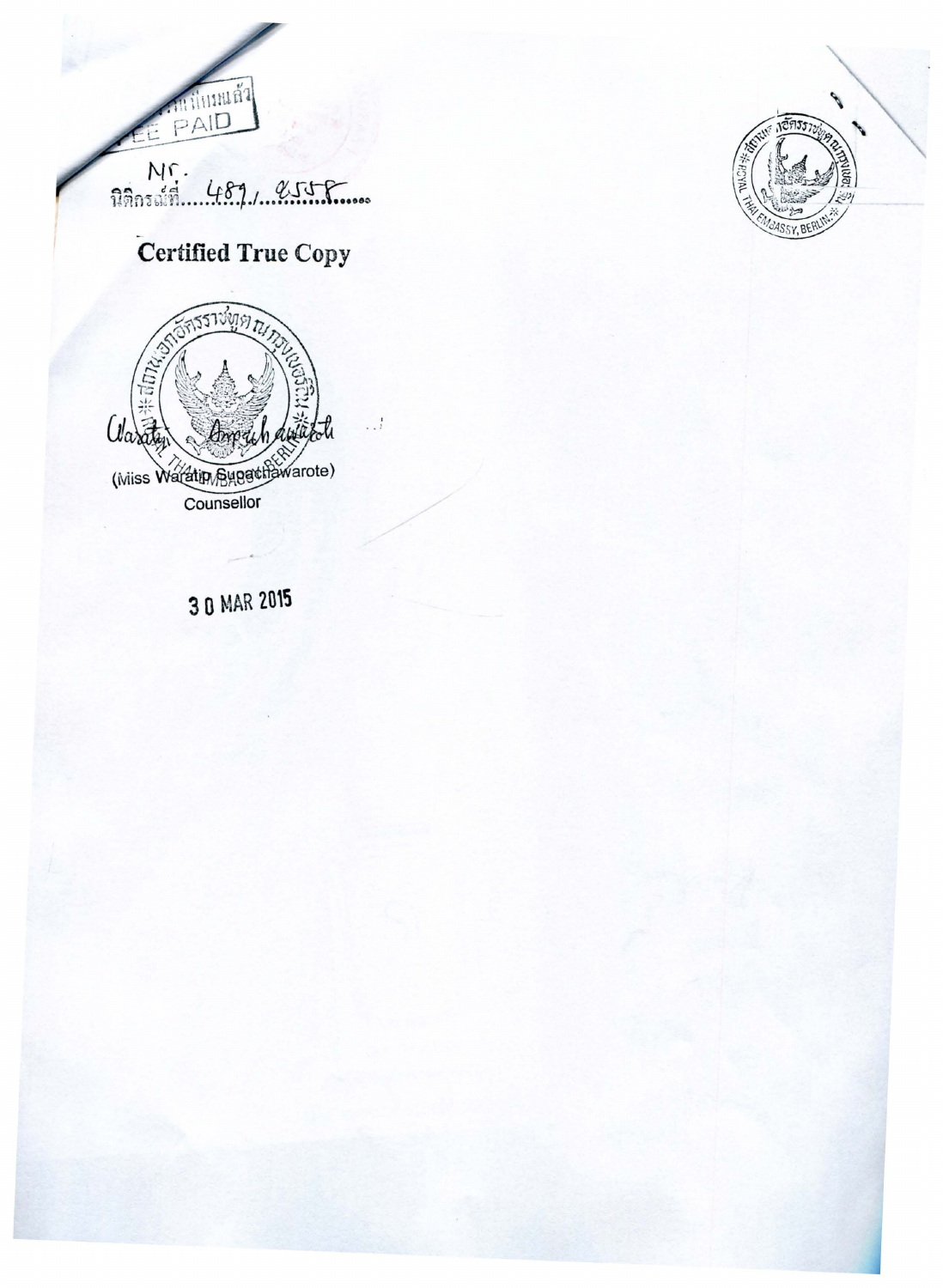ค่าธรรมเนียมแล้ว
FEE PAID

Nr.
นิติกรณ์ที่ 487/2558

**Certified True Copy**

(Miss Waratip Supachawarote)
Counsellor

30 MAR 2015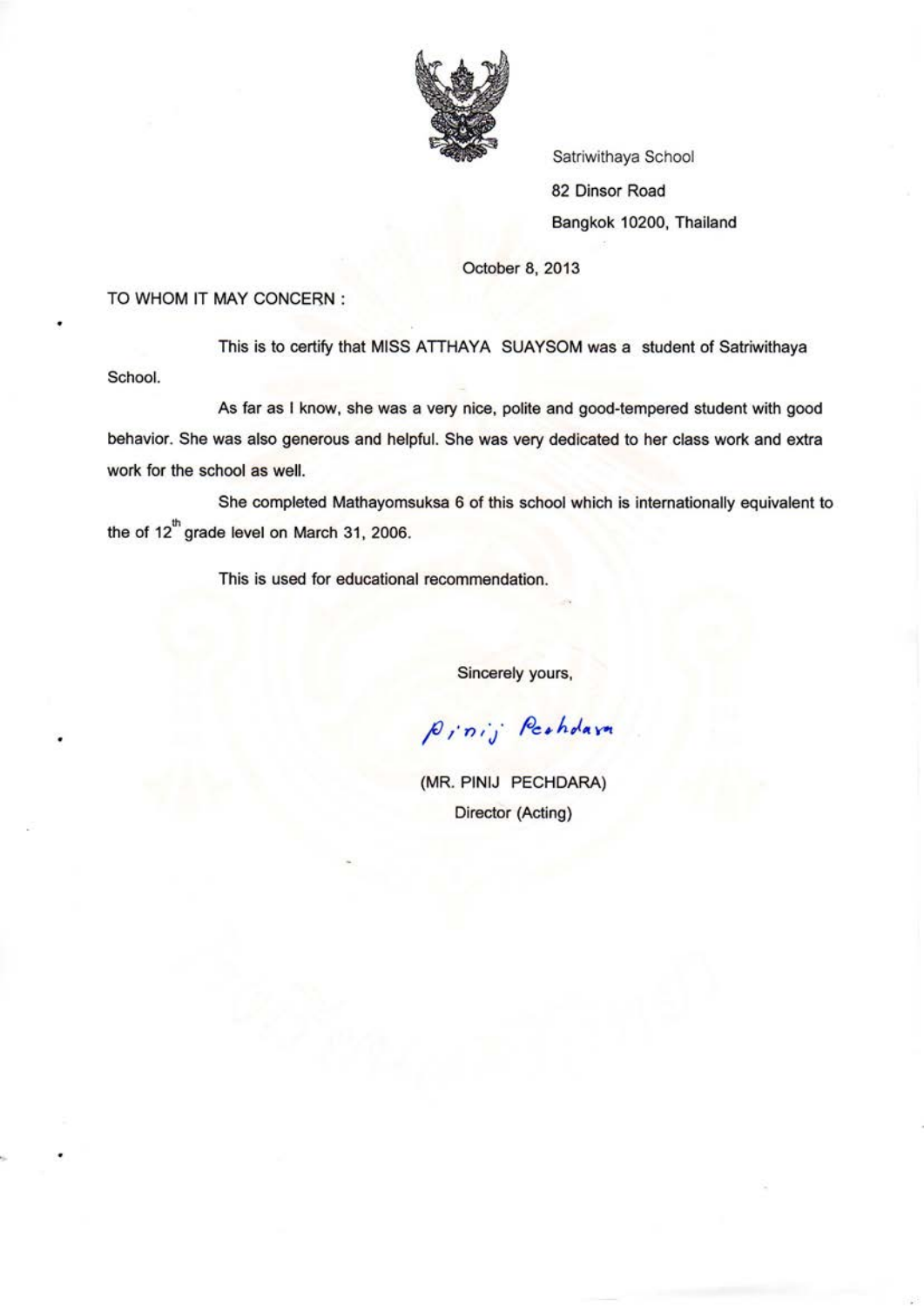Satriwithaya School

82 Dinsor Road

Bangkok 10200, Thailand

October 8, 2013

TO WHOM IT MAY CONCERN :

This is to certify that MISS ATTHAYA SUAYSOM was a student of Satriwithaya School.

As far as I know, she was a very nice, polite and good-tempered student with good behavior. She was also generous and helpful. She was very dedicated to her class work and extra work for the school as well.

She completed Mathayomsuksa 6 of this school which is internationally equivalent to the of $12^{th}$ grade level on March 31, 2006.

This is used for educational recommendation.

Sincerely yours,

Pinij Pechdara

(MR. PINIJ PECHDARA)

Director (Acting)